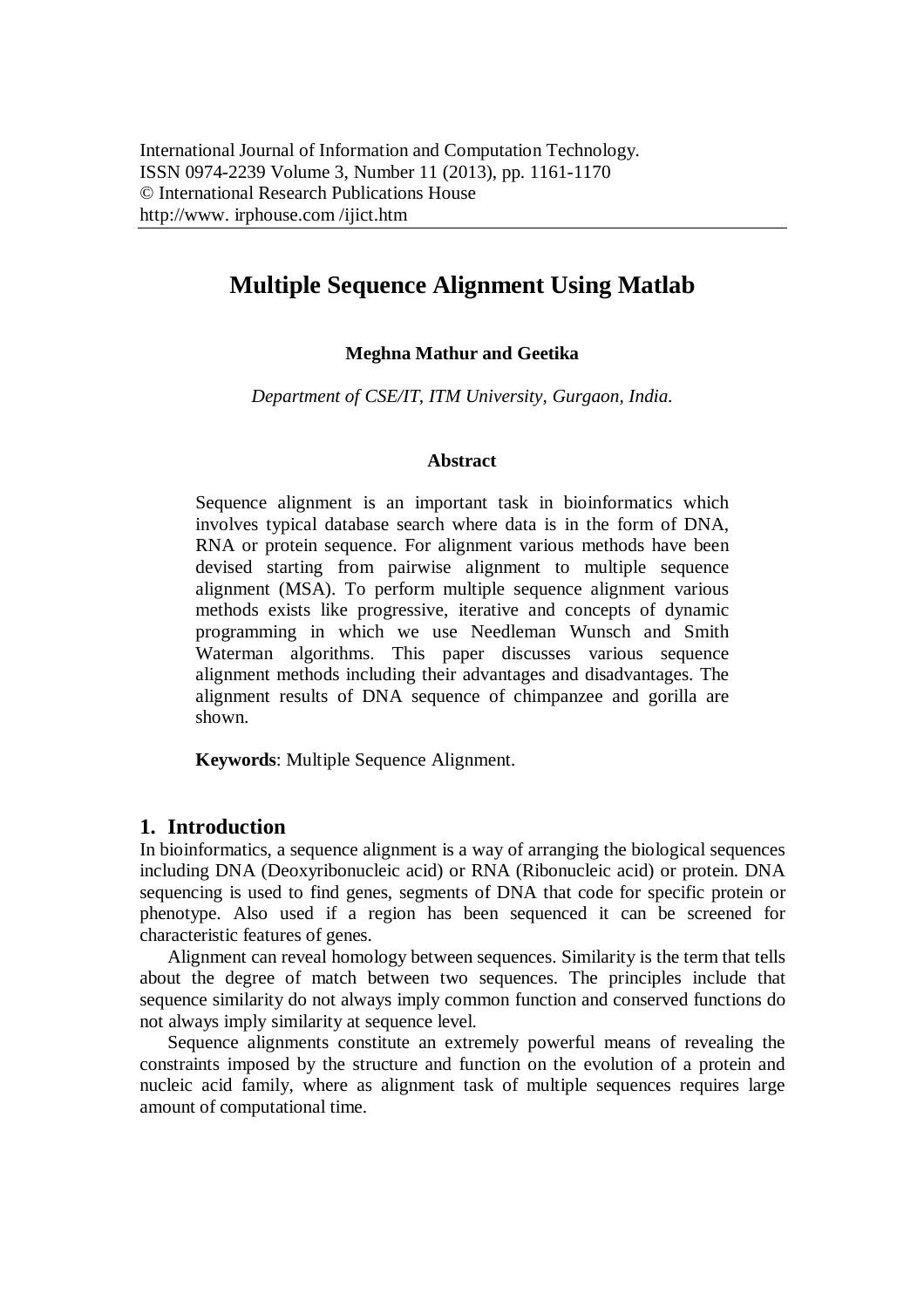# Multiple Sequence Alignment Using Matlab

**Meghna Mathur and Geetika**

*Department of CSE/IT, ITM University, Gurgaon, India.*

### Abstract

Sequence alignment is an important task in bioinformatics which involves typical database search where data is in the form of DNA, RNA or protein sequence. For alignment various methods have been devised starting from pairwise alignment to multiple sequence alignment (MSA). To perform multiple sequence alignment various methods exists like progressive, iterative and concepts of dynamic programming in which we use Needleman Wunsch and Smith Waterman algorithms. This paper discusses various sequence alignment methods including their advantages and disadvantages. The alignment results of DNA sequence of chimpanzee and gorilla are shown.

**Keywords**: Multiple Sequence Alignment.

## 1. Introduction

In bioinformatics, a sequence alignment is a way of arranging the biological sequences including DNA (Deoxyribonucleic acid) or RNA (Ribonucleic acid) or protein. DNA sequencing is used to find genes, segments of DNA that code for specific protein or phenotype. Also used if a region has been sequenced it can be screened for characteristic features of genes.

Alignment can reveal homology between sequences. Similarity is the term that tells about the degree of match between two sequences. The principles include that sequence similarity do not always imply common function and conserved functions do not always imply similarity at sequence level.

Sequence alignments constitute an extremely powerful means of revealing the constraints imposed by the structure and function on the evolution of a protein and nucleic acid family, where as alignment task of multiple sequences requires large amount of computational time.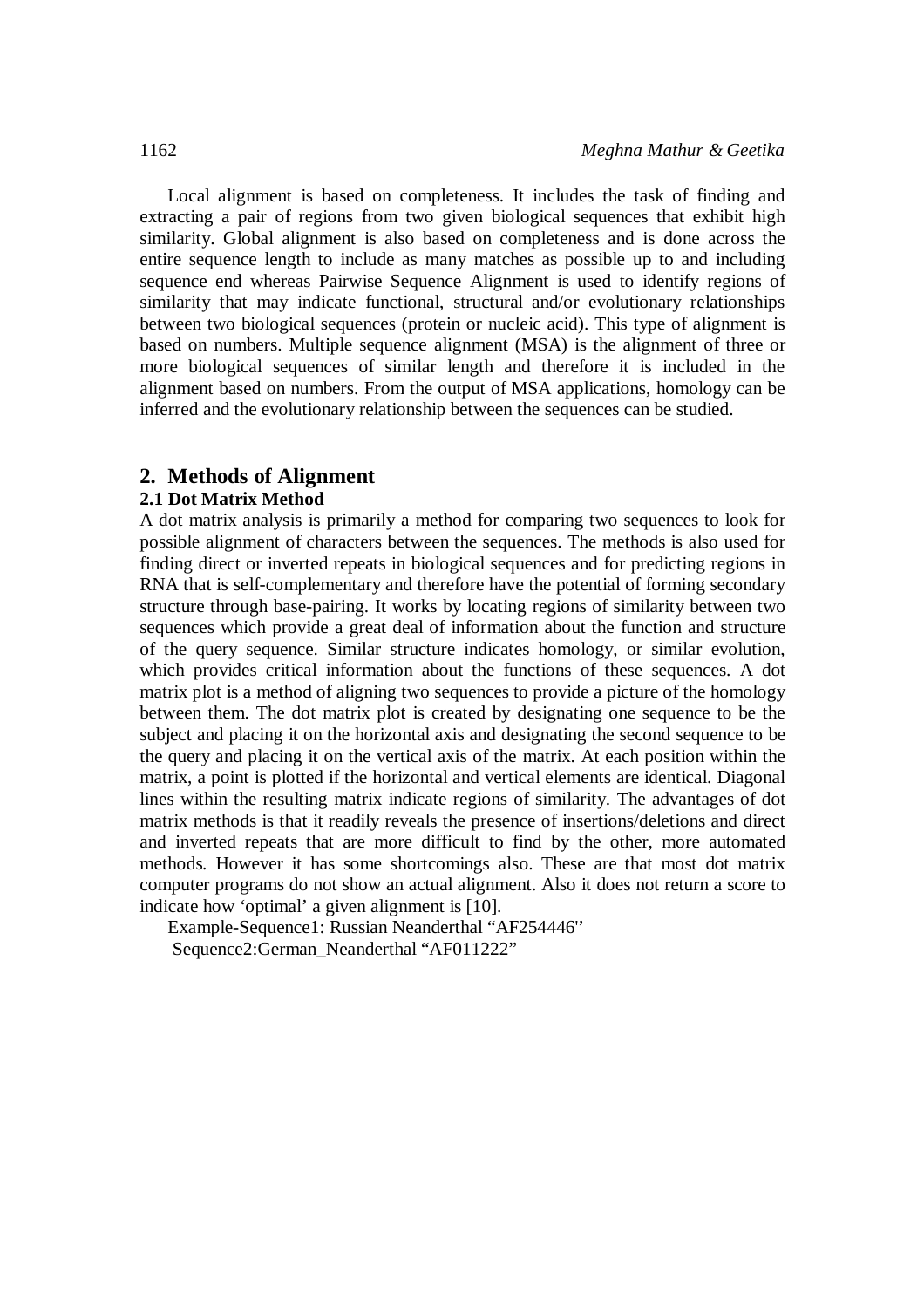Local alignment is based on completeness. It includes the task of finding and extracting a pair of regions from two given biological sequences that exhibit high similarity. Global alignment is also based on completeness and is done across the entire sequence length to include as many matches as possible up to and including sequence end whereas Pairwise Sequence Alignment is used to identify regions of similarity that may indicate functional, structural and/or evolutionary relationships between two biological sequences (protein or nucleic acid). This type of alignment is based on numbers. Multiple sequence alignment (MSA) is the alignment of three or more biological sequences of similar length and therefore it is included in the alignment based on numbers. From the output of MSA applications, homology can be inferred and the evolutionary relationship between the sequences can be studied.

## 2. Methods of Alignment

### 2.1 Dot Matrix Method

A dot matrix analysis is primarily a method for comparing two sequences to look for possible alignment of characters between the sequences. The methods is also used for finding direct or inverted repeats in biological sequences and for predicting regions in RNA that is self-complementary and therefore have the potential of forming secondary structure through base-pairing. It works by locating regions of similarity between two sequences which provide a great deal of information about the function and structure of the query sequence. Similar structure indicates homology, or similar evolution, which provides critical information about the functions of these sequences. A dot matrix plot is a method of aligning two sequences to provide a picture of the homology between them. The dot matrix plot is created by designating one sequence to be the subject and placing it on the horizontal axis and designating the second sequence to be the query and placing it on the vertical axis of the matrix. At each position within the matrix, a point is plotted if the horizontal and vertical elements are identical. Diagonal lines within the resulting matrix indicate regions of similarity. The advantages of dot matrix methods is that it readily reveals the presence of insertions/deletions and direct and inverted repeats that are more difficult to find by the other, more automated methods. However it has some shortcomings also. These are that most dot matrix computer programs do not show an actual alignment. Also it does not return a score to indicate how 'optimal' a given alignment is [10].

Example-Sequence1: Russian Neanderthal "AF254446"

Sequence2:German_Neanderthal "AF011222"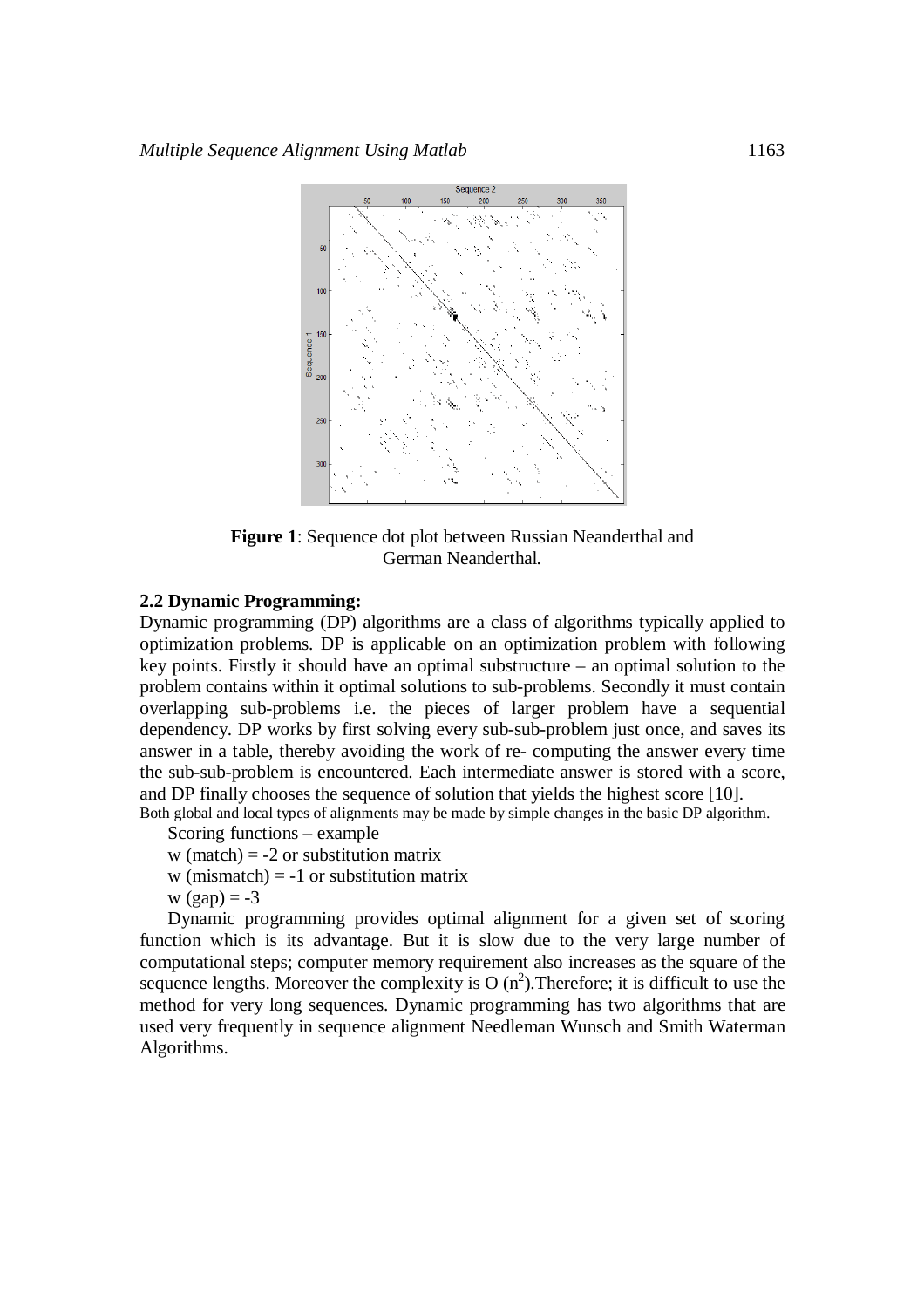**Figure 1**: Sequence dot plot between Russian Neanderthal and German Neanderthal.

### 2.2 Dynamic Programming:

Dynamic programming (DP) algorithms are a class of algorithms typically applied to optimization problems. DP is applicable on an optimization problem with following key points. Firstly it should have an optimal substructure – an optimal solution to the problem contains within it optimal solutions to sub-problems. Secondly it must contain overlapping sub-problems i.e. the pieces of larger problem have a sequential dependency. DP works by first solving every sub-sub-problem just once, and saves its answer in a table, thereby avoiding the work of re- computing the answer every time the sub-sub-problem is encountered. Each intermediate answer is stored with a score, and DP finally chooses the sequence of solution that yields the highest score [10].
Both global and local types of alignments may be made by simple changes in the basic DP algorithm.

Scoring functions – example

w (match) = -2 or substitution matrix

w (mismatch) = -1 or substitution matrix

w (gap) = -3

Dynamic programming provides optimal alignment for a given set of scoring function which is its advantage. But it is slow due to the very large number of computational steps; computer memory requirement also increases as the square of the sequence lengths. Moreover the complexity is O ($n^2$).Therefore; it is difficult to use the method for very long sequences. Dynamic programming has two algorithms that are used very frequently in sequence alignment Needleman Wunsch and Smith Waterman Algorithms.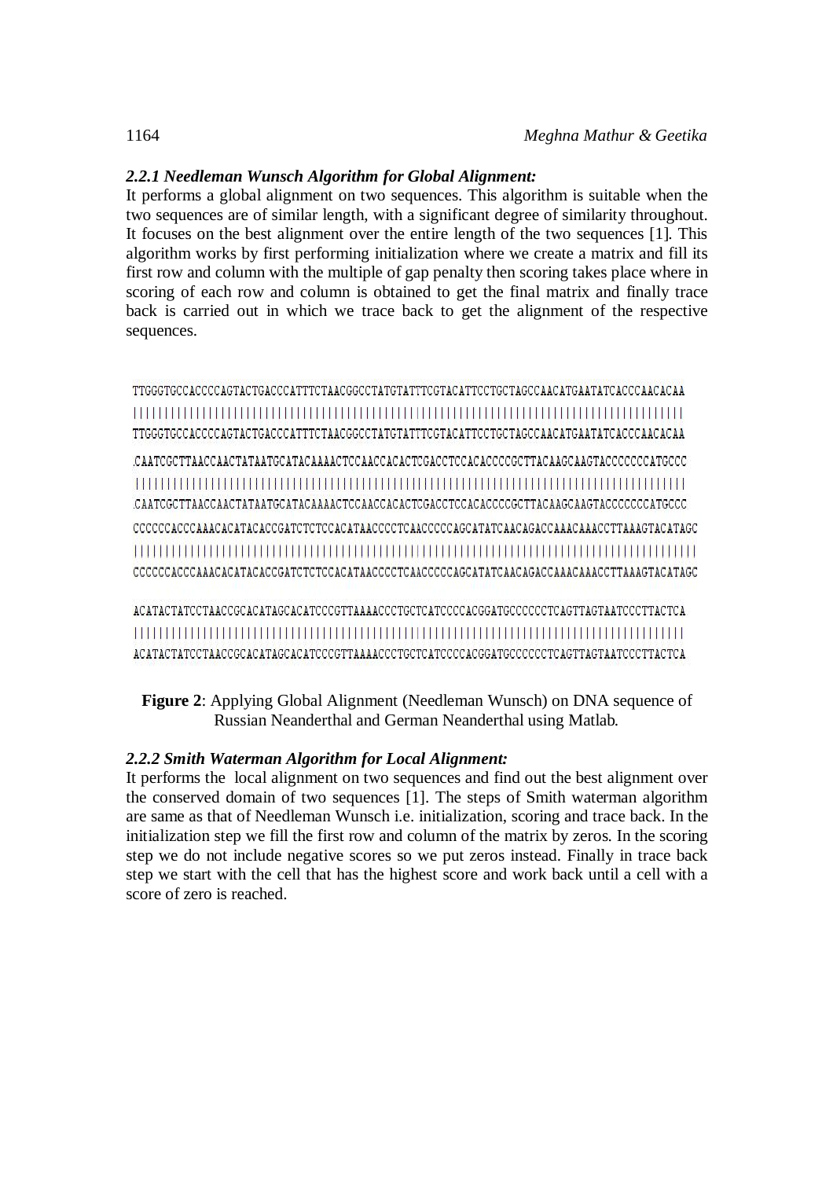#### *2.2.1 Needleman Wunsch Algorithm for Global Alignment:*

It performs a global alignment on two sequences. This algorithm is suitable when the two sequences are of similar length, with a significant degree of similarity throughout. It focuses on the best alignment over the entire length of the two sequences [1]. This algorithm works by first performing initialization where we create a matrix and fill its first row and column with the multiple of gap penalty then scoring takes place where in scoring of each row and column is obtained to get the final matrix and finally trace back is carried out in which we trace back to get the alignment of the respective sequences.

```
TTGGGTGCCACCCCAGTACTGACCCATTTCTAACGGCCTATGTATTTCGTACATTCCTGCTAGCCAACATGAATATCACCCAACACAA
||||||||||||||||||||||||||||||||||||||||||||||||||||||||||||||||||||||||||||||||||||||||
TTGGGTGCCACCCCAGTACTGACCCATTTCTAACGGCCTATGTATTTCGTACATTCCTGCTAGCCAACATGAATATCACCCAACACAA

CAATCGCTTAACCAACTATAATGCATACAAAACTCCAACCACACTCGACCTCCACACCCCGCTTACAAGCAAGTACCCCCCCATGCCC
||||||||||||||||||||||||||||||||||||||||||||||||||||||||||||||||||||||||||||||||||||||||
CAATCGCTTAACCAACTATAATGCATACAAAACTCCAACCACACTCGACCTCCACACCCCGCTTACAAGCAAGTACCCCCCCATGCCC

CCCCCCACCCAAACACATACACCGATCTCTCCACATAACCCCTCAACCCCCAGCATATCAACAGACCAAACAAACCTTAAAGTACATAGC
||||||||||||||||||||||||||||||||||||||||||||||||||||||||||||||||||||||||||||||||||||||||||
CCCCCCACCCAAACACATACACCGATCTCTCCACATAACCCCTCAACCCCCAGCATATCAACAGACCAAACAAACCTTAAAGTACATAGC

ACATACTATCCTAACCGCACATAGCACATCCCGTTAAAACCCTGCTCATCCCCACGGATGCCCCCCTCAGTTAGTAATCCCTTACTCA
||||||||||||||||||||||||||||||||||||||||||||||||||||||||||||||||||||||||||||||||||||||||
ACATACTATCCTAACCGCACATAGCACATCCCGTTAAAACCCTGCTCATCCCCACGGATGCCCCCCTCAGTTAGTAATCCCTTACTCA
```

**Figure 2**: Applying Global Alignment (Needleman Wunsch) on DNA sequence of Russian Neanderthal and German Neanderthal using Matlab.

#### *2.2.2 Smith Waterman Algorithm for Local Alignment:*

It performs the local alignment on two sequences and find out the best alignment over the conserved domain of two sequences [1]. The steps of Smith waterman algorithm are same as that of Needleman Wunsch i.e. initialization, scoring and trace back. In the initialization step we fill the first row and column of the matrix by zeros. In the scoring step we do not include negative scores so we put zeros instead. Finally in trace back step we start with the cell that has the highest score and work back until a cell with a score of zero is reached.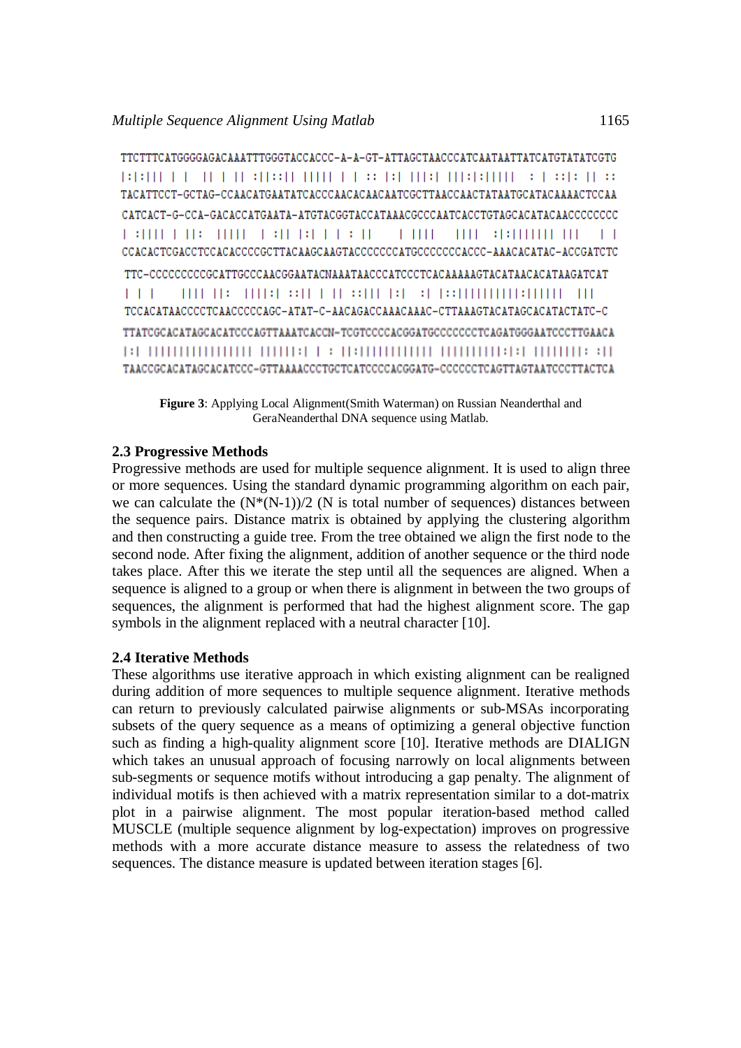```
TTCTTTCATGGGGAGACAAATTTGGGTACCACCC-A-A-GT-ATTAGCTAACCCATCAATAATTATCATGTATATCGTG
|:|:||| | |  || | || :||::|| |||| | | :: |:| |||:| |||:|:||||  : | ::|: || ::
TACATTCCT-GCTAG-CCAACATGAATATCACCCAACACAACAATCGCTTAACCAACTATAATGCATACAAAACTCCAA

CATCACT-G-CCA-GACACCATGAATA-ATGTACGGTACCATAAACGCCCAATCACCTGTAGCACATACAACCCCCCCC
| :|||| | ||:  |||||  | :|| |:| | | : ||    | ||||   ||||  :|:||||||| |||   | |
CCACACTCGACCTCCACACCCCGCTTACAAGCAAGTACCCCCCCATGCCCCCCCACCC-AAACACATAC-ACCGATCTC

TTC-CCCCCCCCCGCATTGCCCAACGGAATACNAAATAACCCATCCCTCACAAAAAGTACATAACACATAAGATCAT
| | |    |||| ||:  ||||:| ::|| | || ::||| |:|  :| |::||||||||||:||||||  |||
TCCACATAACCCCTCAACCCCCAGC-ATAT-C-AACAGACCAAACAAAC-CTTAAAGTACATAGCACATACTATC-C

TTATCGCACATAGCACATCCCAGTTAAATCACCN-TCGTCCCCACGGATGCCCCCCCTCAGATGGGAATCCCTTGAACA
|:| |||||||||||||||| ||||||:| | : ||:|||||||||||| ||||||||||:|:| ||||||||: :||
TAACCGCACATAGCACATCCC-GTTAAAACCCTGCTCATCCCCACGGATG-CCCCCCTCAGTTAGTAATCCCTTACTCA
```

**Figure 3**: Applying Local Alignment(Smith Waterman) on Russian Neanderthal and GeraNeanderthal DNA sequence using Matlab.

### 2.3 Progressive Methods

Progressive methods are used for multiple sequence alignment. It is used to align three or more sequences. Using the standard dynamic programming algorithm on each pair, we can calculate the (N*(N-1))/2 (N is total number of sequences) distances between the sequence pairs. Distance matrix is obtained by applying the clustering algorithm and then constructing a guide tree. From the tree obtained we align the first node to the second node. After fixing the alignment, addition of another sequence or the third node takes place. After this we iterate the step until all the sequences are aligned. When a sequence is aligned to a group or when there is alignment in between the two groups of sequences, the alignment is performed that had the highest alignment score. The gap symbols in the alignment replaced with a neutral character [10].

### 2.4 Iterative Methods

These algorithms use iterative approach in which existing alignment can be realigned during addition of more sequences to multiple sequence alignment. Iterative methods can return to previously calculated pairwise alignments or sub-MSAs incorporating subsets of the query sequence as a means of optimizing a general objective function such as finding a high-quality alignment score [10]. Iterative methods are DIALIGN which takes an unusual approach of focusing narrowly on local alignments between sub-segments or sequence motifs without introducing a gap penalty. The alignment of individual motifs is then achieved with a matrix representation similar to a dot-matrix plot in a pairwise alignment. The most popular iteration-based method called MUSCLE (multiple sequence alignment by log-expectation) improves on progressive methods with a more accurate distance measure to assess the relatedness of two sequences. The distance measure is updated between iteration stages [6].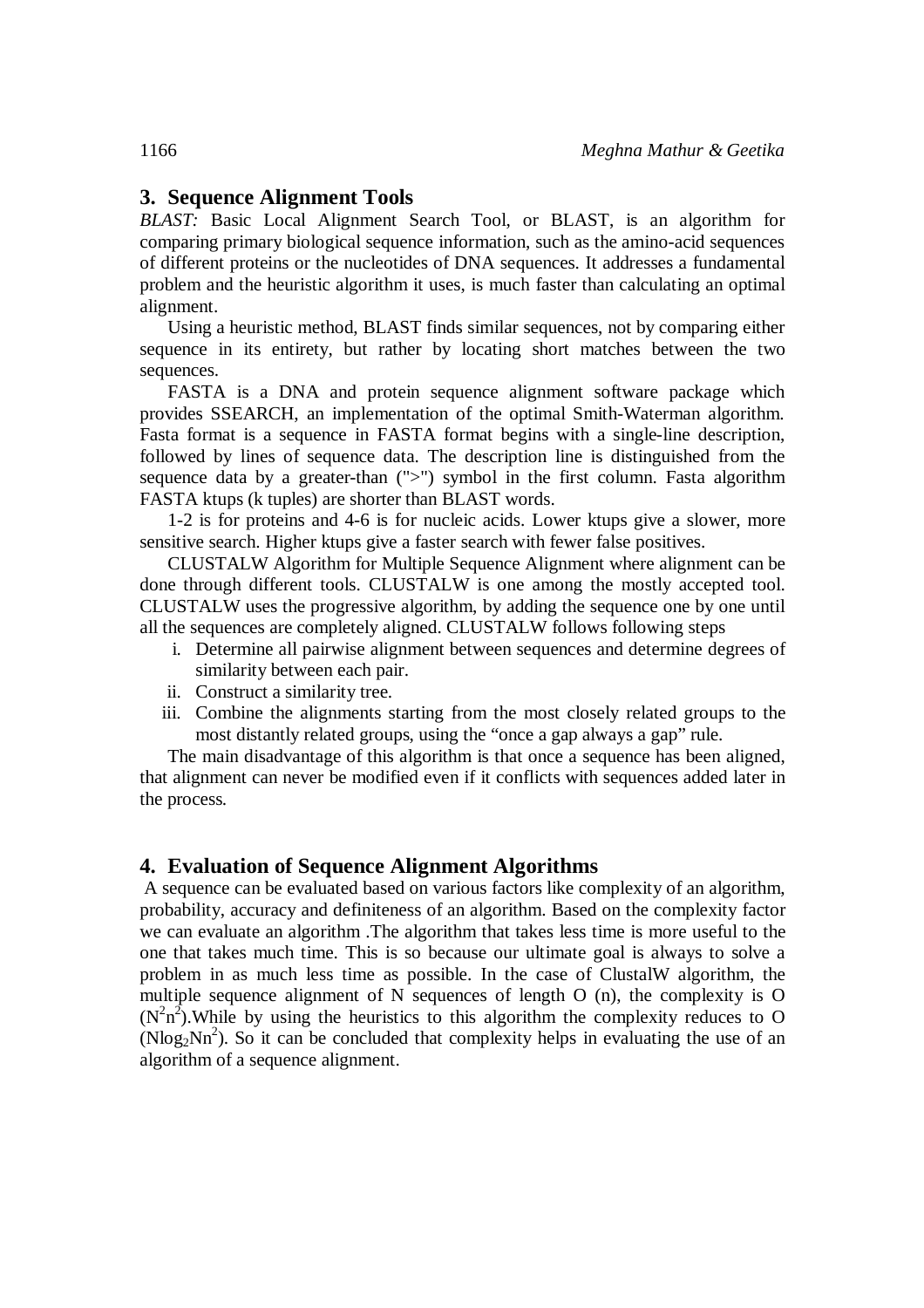## 3. Sequence Alignment Tools

*BLAST:* Basic Local Alignment Search Tool, or BLAST, is an algorithm for comparing primary biological sequence information, such as the amino-acid sequences of different proteins or the nucleotides of DNA sequences. It addresses a fundamental problem and the heuristic algorithm it uses, is much faster than calculating an optimal alignment.

Using a heuristic method, BLAST finds similar sequences, not by comparing either sequence in its entirety, but rather by locating short matches between the two sequences.

FASTA is a DNA and protein sequence alignment software package which provides SSEARCH, an implementation of the optimal Smith-Waterman algorithm. Fasta format is a sequence in FASTA format begins with a single-line description, followed by lines of sequence data. The description line is distinguished from the sequence data by a greater-than (">") symbol in the first column. Fasta algorithm FASTA ktups (k tuples) are shorter than BLAST words.

1-2 is for proteins and 4-6 is for nucleic acids. Lower ktups give a slower, more sensitive search. Higher ktups give a faster search with fewer false positives.

CLUSTALW Algorithm for Multiple Sequence Alignment where alignment can be done through different tools. CLUSTALW is one among the mostly accepted tool. CLUSTALW uses the progressive algorithm, by adding the sequence one by one until all the sequences are completely aligned. CLUSTALW follows following steps

i. Determine all pairwise alignment between sequences and determine degrees of similarity between each pair.
ii. Construct a similarity tree.
iii. Combine the alignments starting from the most closely related groups to the most distantly related groups, using the "once a gap always a gap" rule.

The main disadvantage of this algorithm is that once a sequence has been aligned, that alignment can never be modified even if it conflicts with sequences added later in the process.

## 4. Evaluation of Sequence Alignment Algorithms

A sequence can be evaluated based on various factors like complexity of an algorithm, probability, accuracy and definiteness of an algorithm. Based on the complexity factor we can evaluate an algorithm .The algorithm that takes less time is more useful to the one that takes much time. This is so because our ultimate goal is always to solve a problem in as much less time as possible. In the case of ClustalW algorithm, the multiple sequence alignment of N sequences of length O (n), the complexity is $O(N^2n^2)$.While by using the heuristics to this algorithm the complexity reduces to $O(N\log_2 Nn^2)$. So it can be concluded that complexity helps in evaluating the use of an algorithm of a sequence alignment.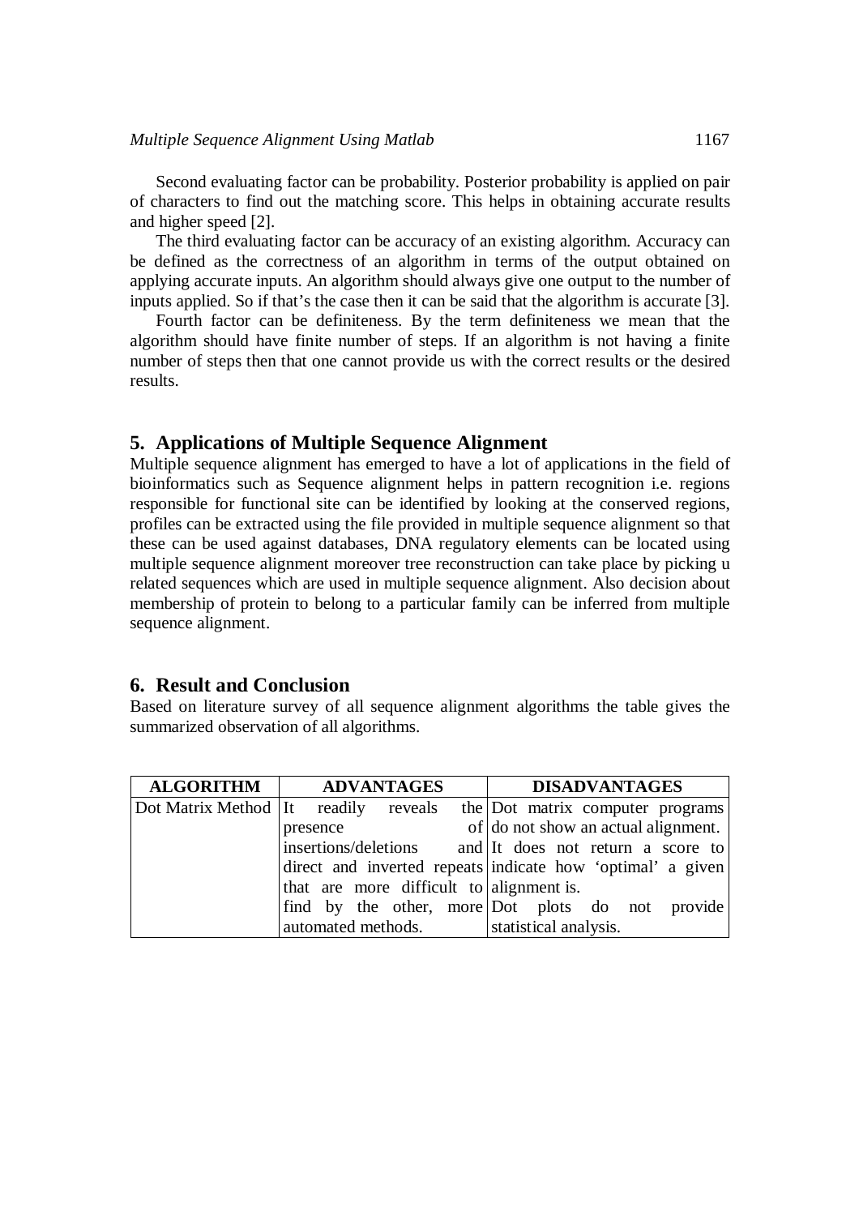Second evaluating factor can be probability. Posterior probability is applied on pair of characters to find out the matching score. This helps in obtaining accurate results and higher speed [2].

The third evaluating factor can be accuracy of an existing algorithm. Accuracy can be defined as the correctness of an algorithm in terms of the output obtained on applying accurate inputs. An algorithm should always give one output to the number of inputs applied. So if that's the case then it can be said that the algorithm is accurate [3].

Fourth factor can be definiteness. By the term definiteness we mean that the algorithm should have finite number of steps. If an algorithm is not having a finite number of steps then that one cannot provide us with the correct results or the desired results.

## 5. Applications of Multiple Sequence Alignment

Multiple sequence alignment has emerged to have a lot of applications in the field of bioinformatics such as Sequence alignment helps in pattern recognition i.e. regions responsible for functional site can be identified by looking at the conserved regions, profiles can be extracted using the file provided in multiple sequence alignment so that these can be used against databases, DNA regulatory elements can be located using multiple sequence alignment moreover tree reconstruction can take place by picking u related sequences which are used in multiple sequence alignment. Also decision about membership of protein to belong to a particular family can be inferred from multiple sequence alignment.

## 6. Result and Conclusion

Based on literature survey of all sequence alignment algorithms the table gives the summarized observation of all algorithms.

| ALGORITHM | ADVANTAGES | DISADVANTAGES |
|---|---|---|
| Dot Matrix Method | It readily reveals the presence of insertions/deletions and direct and inverted repeats that are more difficult to find by the other, more automated methods. | Dot matrix computer programs do not show an actual alignment. It does not return a score to indicate how 'optimal' a given alignment is. Dot plots do not provide statistical analysis. |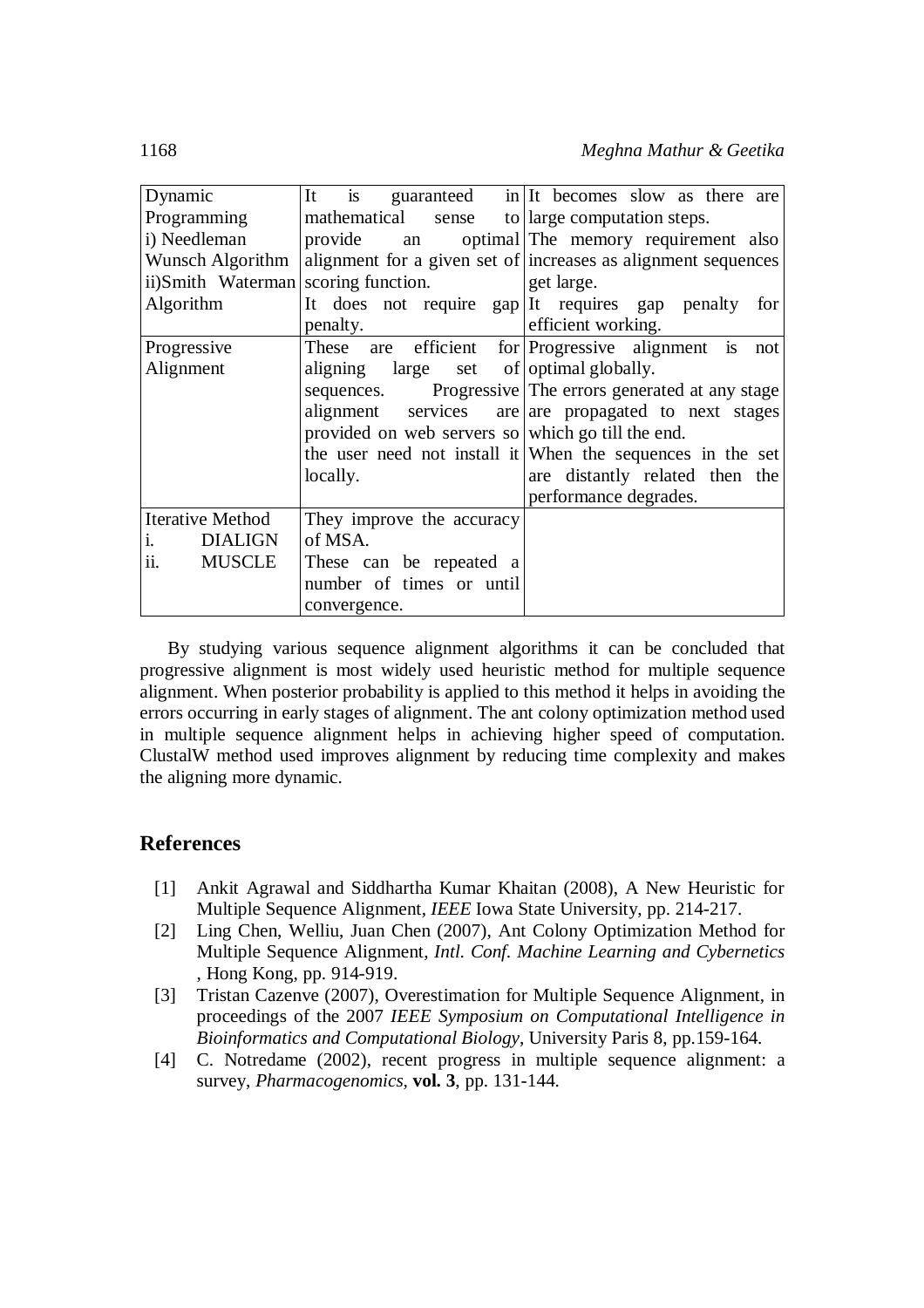| Dynamic Programming i) Needleman Wunsch Algorithm ii)Smith Waterman Algorithm | It is guaranteed in mathematical sense to provide an optimal alignment for a given set of scoring function. It does not require gap penalty. | It becomes slow as there are large computation steps. The memory requirement also increases as alignment sequences get large. It requires gap penalty for efficient working. |
|---|---|---|
| Progressive Alignment | These are efficient for aligning large set of sequences. Progressive alignment services are provided on web servers so the user need not install it locally. | Progressive alignment is not optimal globally. The errors generated at any stage are propagated to next stages which go till the end. When the sequences in the set are distantly related then the performance degrades. |
| Iterative Method i. DIALIGN ii. MUSCLE | They improve the accuracy of MSA. These can be repeated a number of times or until convergence. | |

By studying various sequence alignment algorithms it can be concluded that progressive alignment is most widely used heuristic method for multiple sequence alignment. When posterior probability is applied to this method it helps in avoiding the errors occurring in early stages of alignment. The ant colony optimization method used in multiple sequence alignment helps in achieving higher speed of computation. ClustalW method used improves alignment by reducing time complexity and makes the aligning more dynamic.

## References

[1] Ankit Agrawal and Siddhartha Kumar Khaitan (2008), A New Heuristic for Multiple Sequence Alignment, *IEEE* Iowa State University, pp. 214-217.

[2] Ling Chen, Welliu, Juan Chen (2007), Ant Colony Optimization Method for Multiple Sequence Alignment, *Intl. Conf. Machine Learning and Cybernetics* , Hong Kong, pp. 914-919.

[3] Tristan Cazenve (2007), Overestimation for Multiple Sequence Alignment, in proceedings of the 2007 *IEEE Symposium on Computational Intelligence in Bioinformatics and Computational Biology*, University Paris 8, pp.159-164.

[4] C. Notredame (2002), recent progress in multiple sequence alignment: a survey, *Pharmacogenomics*, **vol. 3**, pp. 131-144.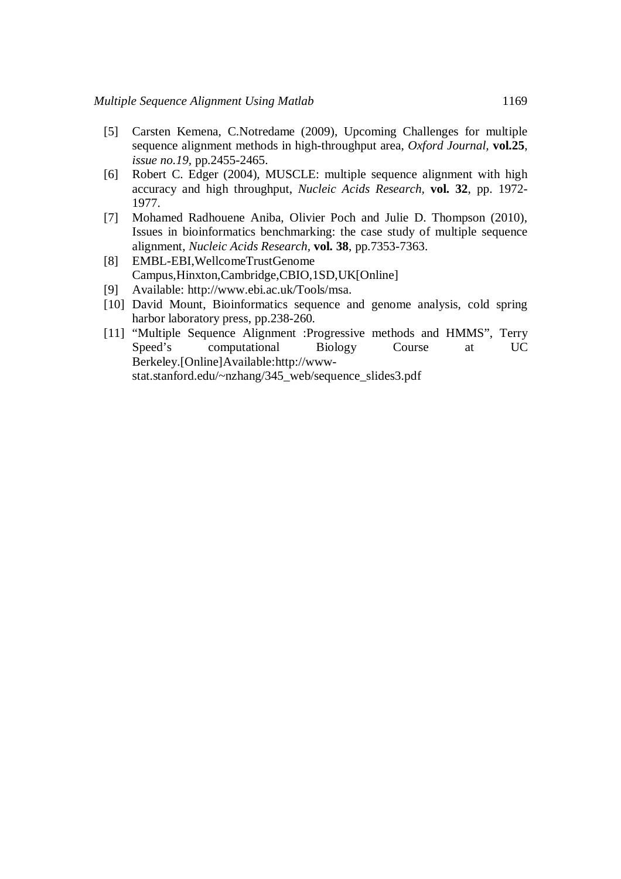[5] Carsten Kemena, C.Notredame (2009), Upcoming Challenges for multiple sequence alignment methods in high-throughput area, *Oxford Journal*, **vol.25**, *issue no.19*, pp.2455-2465.

[6] Robert C. Edger (2004), MUSCLE: multiple sequence alignment with high accuracy and high throughput, *Nucleic Acids Research*, **vol. 32**, pp. 1972-1977.

[7] Mohamed Radhouene Aniba, Olivier Poch and Julie D. Thompson (2010), Issues in bioinformatics benchmarking: the case study of multiple sequence alignment, *Nucleic Acids Research*, **vol. 38**, pp.7353-7363.

[8] EMBL-EBI,WellcomeTrustGenome Campus,Hinxton,Cambridge,CBIO,1SD,UK[Online]

[9] Available: http://www.ebi.ac.uk/Tools/msa.

[10] David Mount, Bioinformatics sequence and genome analysis, cold spring harbor laboratory press, pp.238-260.

[11] "Multiple Sequence Alignment :Progressive methods and HMMS", Terry Speed's computational Biology Course at UC Berkeley.[Online]Available:http://www-stat.stanford.edu/~nzhang/345_web/sequence_slides3.pdf